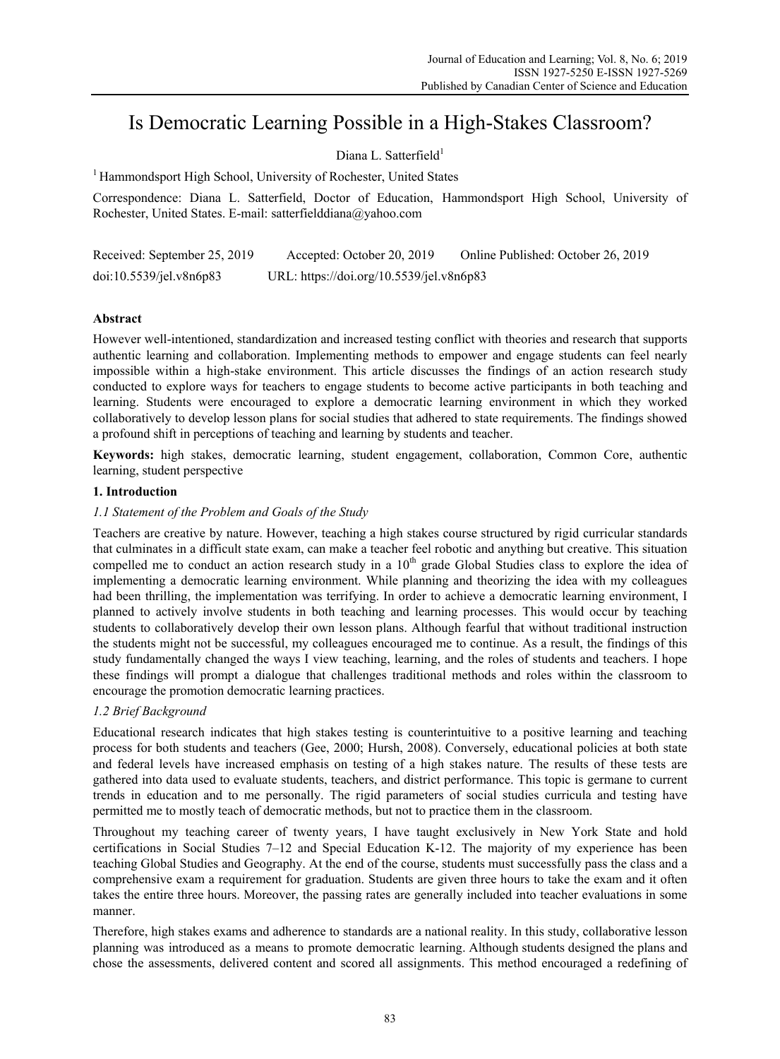# Is Democratic Learning Possible in a High-Stakes Classroom?

Diana L. Satterfield[1]

[1] Hammondsport High School, University of Rochester, United States

Correspondence: Diana L. Satterfield, Doctor of Education, Hammondsport High School, University of Rochester, United States. E-mail: satterfielddiana@yahoo.com

Received: September 25, 2019 Accepted: October 20, 2019 Online Published: October 26, 2019

doi:10.5539/jel.v8n6p83 URL: https://doi.org/10.5539/jel.v8n6p83

## Abstract

However well-intentioned, standardization and increased testing conflict with theories and research that supports authentic learning and collaboration. Implementing methods to empower and engage students can feel nearly impossible within a high-stake environment. This article discusses the findings of an action research study conducted to explore ways for teachers to engage students to become active participants in both teaching and learning. Students were encouraged to explore a democratic learning environment in which they worked collaboratively to develop lesson plans for social studies that adhered to state requirements. The findings showed a profound shift in perceptions of teaching and learning by students and teacher.

**Keywords:** high stakes, democratic learning, student engagement, collaboration, Common Core, authentic learning, student perspective

## 1. Introduction

### 1.1 Statement of the Problem and Goals of the Study

Teachers are creative by nature. However, teaching a high stakes course structured by rigid curricular standards that culminates in a difficult state exam, can make a teacher feel robotic and anything but creative. This situation compelled me to conduct an action research study in a 10th grade Global Studies class to explore the idea of implementing a democratic learning environment. While planning and theorizing the idea with my colleagues had been thrilling, the implementation was terrifying. In order to achieve a democratic learning environment, I planned to actively involve students in both teaching and learning processes. This would occur by teaching students to collaboratively develop their own lesson plans. Although fearful that without traditional instruction the students might not be successful, my colleagues encouraged me to continue. As a result, the findings of this study fundamentally changed the ways I view teaching, learning, and the roles of students and teachers. I hope these findings will prompt a dialogue that challenges traditional methods and roles within the classroom to encourage the promotion democratic learning practices.

### 1.2 Brief Background

Educational research indicates that high stakes testing is counterintuitive to a positive learning and teaching process for both students and teachers (Gee, 2000; Hursh, 2008). Conversely, educational policies at both state and federal levels have increased emphasis on testing of a high stakes nature. The results of these tests are gathered into data used to evaluate students, teachers, and district performance. This topic is germane to current trends in education and to me personally. The rigid parameters of social studies curricula and testing have permitted me to mostly teach of democratic methods, but not to practice them in the classroom.

Throughout my teaching career of twenty years, I have taught exclusively in New York State and hold certifications in Social Studies 7–12 and Special Education K-12. The majority of my experience has been teaching Global Studies and Geography. At the end of the course, students must successfully pass the class and a comprehensive exam a requirement for graduation. Students are given three hours to take the exam and it often takes the entire three hours. Moreover, the passing rates are generally included into teacher evaluations in some manner.

Therefore, high stakes exams and adherence to standards are a national reality. In this study, collaborative lesson planning was introduced as a means to promote democratic learning. Although students designed the plans and chose the assessments, delivered content and scored all assignments. This method encouraged a redefining of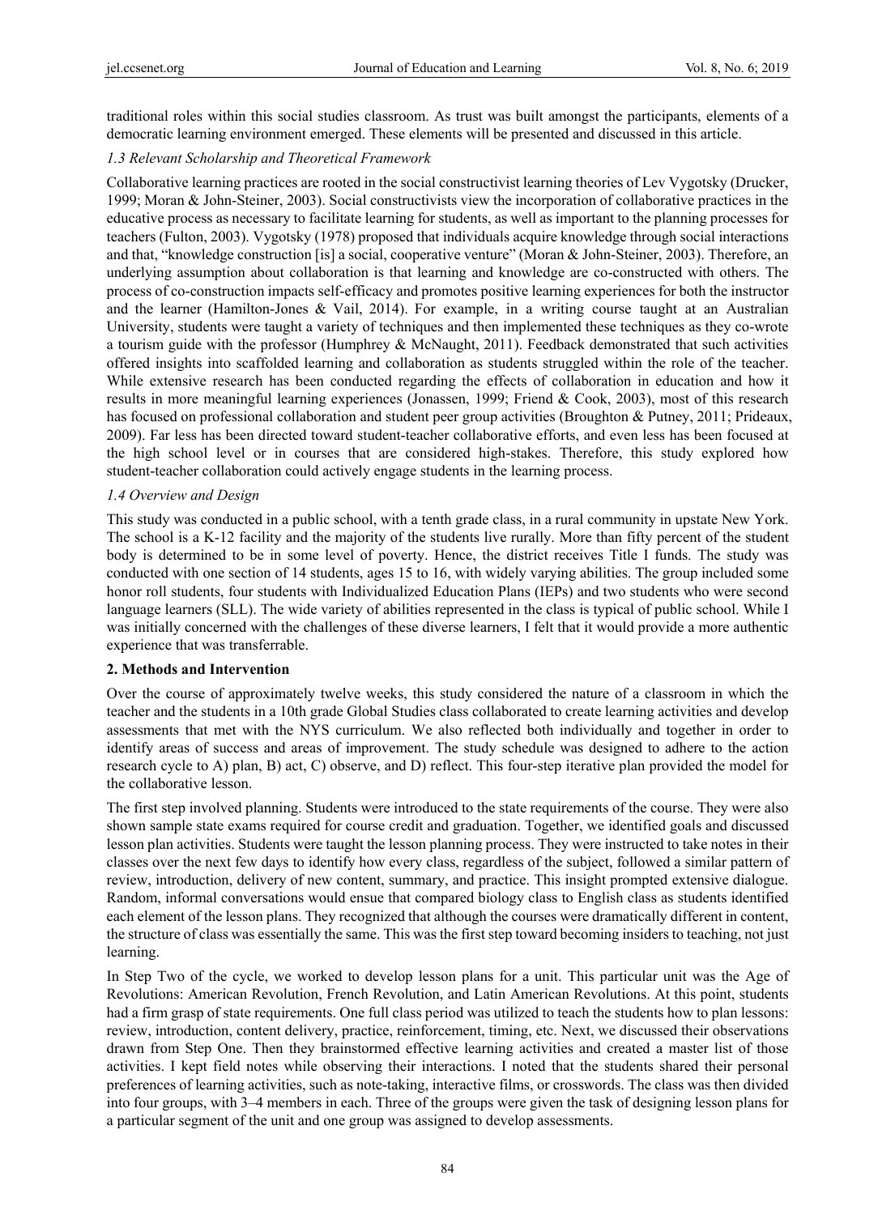traditional roles within this social studies classroom. As trust was built amongst the participants, elements of a democratic learning environment emerged. These elements will be presented and discussed in this article.

### *1.3 Relevant Scholarship and Theoretical Framework*

Collaborative learning practices are rooted in the social constructivist learning theories of Lev Vygotsky (Drucker, 1999; Moran & John-Steiner, 2003). Social constructivists view the incorporation of collaborative practices in the educative process as necessary to facilitate learning for students, as well as important to the planning processes for teachers (Fulton, 2003). Vygotsky (1978) proposed that individuals acquire knowledge through social interactions and that, "knowledge construction [is] a social, cooperative venture" (Moran & John-Steiner, 2003). Therefore, an underlying assumption about collaboration is that learning and knowledge are co-constructed with others. The process of co-construction impacts self-efficacy and promotes positive learning experiences for both the instructor and the learner (Hamilton-Jones & Vail, 2014). For example, in a writing course taught at an Australian University, students were taught a variety of techniques and then implemented these techniques as they co-wrote a tourism guide with the professor (Humphrey & McNaught, 2011). Feedback demonstrated that such activities offered insights into scaffolded learning and collaboration as students struggled within the role of the teacher. While extensive research has been conducted regarding the effects of collaboration in education and how it results in more meaningful learning experiences (Jonassen, 1999; Friend & Cook, 2003), most of this research has focused on professional collaboration and student peer group activities (Broughton & Putney, 2011; Prideaux, 2009). Far less has been directed toward student-teacher collaborative efforts, and even less has been focused at the high school level or in courses that are considered high-stakes. Therefore, this study explored how student-teacher collaboration could actively engage students in the learning process.

### *1.4 Overview and Design*

This study was conducted in a public school, with a tenth grade class, in a rural community in upstate New York. The school is a K-12 facility and the majority of the students live rurally. More than fifty percent of the student body is determined to be in some level of poverty. Hence, the district receives Title I funds. The study was conducted with one section of 14 students, ages 15 to 16, with widely varying abilities. The group included some honor roll students, four students with Individualized Education Plans (IEPs) and two students who were second language learners (SLL). The wide variety of abilities represented in the class is typical of public school. While I was initially concerned with the challenges of these diverse learners, I felt that it would provide a more authentic experience that was transferrable.

## **2. Methods and Intervention**

Over the course of approximately twelve weeks, this study considered the nature of a classroom in which the teacher and the students in a 10th grade Global Studies class collaborated to create learning activities and develop assessments that met with the NYS curriculum. We also reflected both individually and together in order to identify areas of success and areas of improvement. The study schedule was designed to adhere to the action research cycle to A) plan, B) act, C) observe, and D) reflect. This four-step iterative plan provided the model for the collaborative lesson.

The first step involved planning. Students were introduced to the state requirements of the course. They were also shown sample state exams required for course credit and graduation. Together, we identified goals and discussed lesson plan activities. Students were taught the lesson planning process. They were instructed to take notes in their classes over the next few days to identify how every class, regardless of the subject, followed a similar pattern of review, introduction, delivery of new content, summary, and practice. This insight prompted extensive dialogue. Random, informal conversations would ensue that compared biology class to English class as students identified each element of the lesson plans. They recognized that although the courses were dramatically different in content, the structure of class was essentially the same. This was the first step toward becoming insiders to teaching, not just learning.

In Step Two of the cycle, we worked to develop lesson plans for a unit. This particular unit was the Age of Revolutions: American Revolution, French Revolution, and Latin American Revolutions. At this point, students had a firm grasp of state requirements. One full class period was utilized to teach the students how to plan lessons: review, introduction, content delivery, practice, reinforcement, timing, etc. Next, we discussed their observations drawn from Step One. Then they brainstormed effective learning activities and created a master list of those activities. I kept field notes while observing their interactions. I noted that the students shared their personal preferences of learning activities, such as note-taking, interactive films, or crosswords. The class was then divided into four groups, with 3–4 members in each. Three of the groups were given the task of designing lesson plans for a particular segment of the unit and one group was assigned to develop assessments.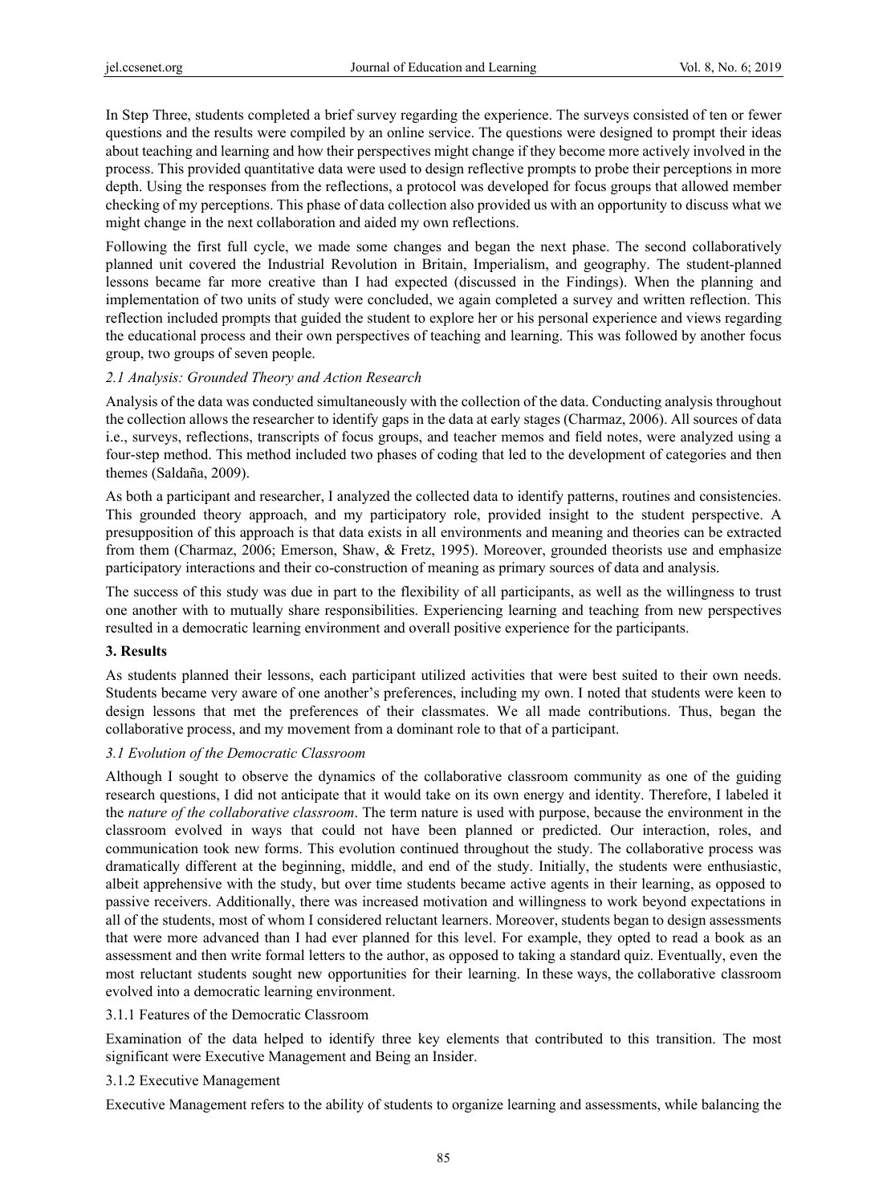In Step Three, students completed a brief survey regarding the experience. The surveys consisted of ten or fewer questions and the results were compiled by an online service. The questions were designed to prompt their ideas about teaching and learning and how their perspectives might change if they become more actively involved in the process. This provided quantitative data were used to design reflective prompts to probe their perceptions in more depth. Using the responses from the reflections, a protocol was developed for focus groups that allowed member checking of my perceptions. This phase of data collection also provided us with an opportunity to discuss what we might change in the next collaboration and aided my own reflections.

Following the first full cycle, we made some changes and began the next phase. The second collaboratively planned unit covered the Industrial Revolution in Britain, Imperialism, and geography. The student-planned lessons became far more creative than I had expected (discussed in the Findings). When the planning and implementation of two units of study were concluded, we again completed a survey and written reflection. This reflection included prompts that guided the student to explore her or his personal experience and views regarding the educational process and their own perspectives of teaching and learning. This was followed by another focus group, two groups of seven people.

### *2.1 Analysis: Grounded Theory and Action Research*

Analysis of the data was conducted simultaneously with the collection of the data. Conducting analysis throughout the collection allows the researcher to identify gaps in the data at early stages (Charmaz, 2006). All sources of data i.e., surveys, reflections, transcripts of focus groups, and teacher memos and field notes, were analyzed using a four-step method. This method included two phases of coding that led to the development of categories and then themes (Saldaña, 2009).

As both a participant and researcher, I analyzed the collected data to identify patterns, routines and consistencies. This grounded theory approach, and my participatory role, provided insight to the student perspective. A presupposition of this approach is that data exists in all environments and meaning and theories can be extracted from them (Charmaz, 2006; Emerson, Shaw, & Fretz, 1995). Moreover, grounded theorists use and emphasize participatory interactions and their co-construction of meaning as primary sources of data and analysis.

The success of this study was due in part to the flexibility of all participants, as well as the willingness to trust one another with to mutually share responsibilities. Experiencing learning and teaching from new perspectives resulted in a democratic learning environment and overall positive experience for the participants.

## 3. Results

As students planned their lessons, each participant utilized activities that were best suited to their own needs. Students became very aware of one another's preferences, including my own. I noted that students were keen to design lessons that met the preferences of their classmates. We all made contributions. Thus, began the collaborative process, and my movement from a dominant role to that of a participant.

### *3.1 Evolution of the Democratic Classroom*

Although I sought to observe the dynamics of the collaborative classroom community as one of the guiding research questions, I did not anticipate that it would take on its own energy and identity. Therefore, I labeled it the *nature of the collaborative classroom*. The term nature is used with purpose, because the environment in the classroom evolved in ways that could not have been planned or predicted. Our interaction, roles, and communication took new forms. This evolution continued throughout the study. The collaborative process was dramatically different at the beginning, middle, and end of the study. Initially, the students were enthusiastic, albeit apprehensive with the study, but over time students became active agents in their learning, as opposed to passive receivers. Additionally, there was increased motivation and willingness to work beyond expectations in all of the students, most of whom I considered reluctant learners. Moreover, students began to design assessments that were more advanced than I had ever planned for this level. For example, they opted to read a book as an assessment and then write formal letters to the author, as opposed to taking a standard quiz. Eventually, even the most reluctant students sought new opportunities for their learning. In these ways, the collaborative classroom evolved into a democratic learning environment.

#### 3.1.1 Features of the Democratic Classroom

Examination of the data helped to identify three key elements that contributed to this transition. The most significant were Executive Management and Being an Insider.

#### 3.1.2 Executive Management

Executive Management refers to the ability of students to organize learning and assessments, while balancing the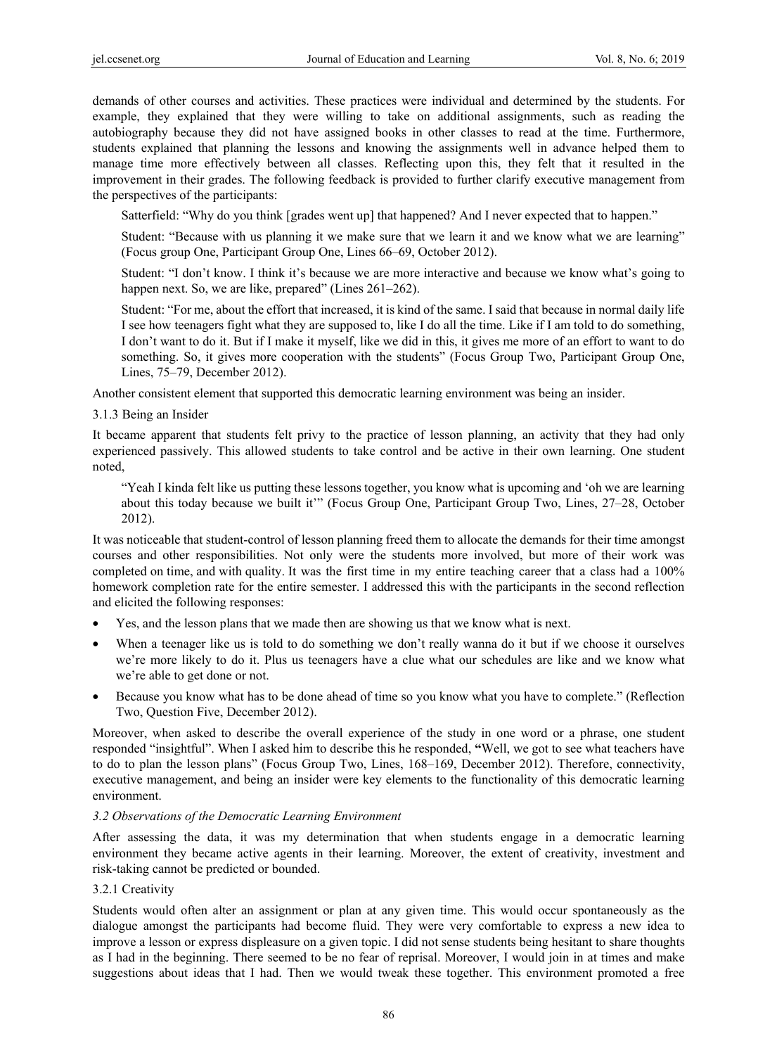demands of other courses and activities. These practices were individual and determined by the students. For example, they explained that they were willing to take on additional assignments, such as reading the autobiography because they did not have assigned books in other classes to read at the time. Furthermore, students explained that planning the lessons and knowing the assignments well in advance helped them to manage time more effectively between all classes. Reflecting upon this, they felt that it resulted in the improvement in their grades. The following feedback is provided to further clarify executive management from the perspectives of the participants:

> Satterfield: "Why do you think [grades went up] that happened? And I never expected that to happen."
>
> Student: "Because with us planning it we make sure that we learn it and we know what we are learning" (Focus group One, Participant Group One, Lines 66–69, October 2012).
>
> Student: "I don't know. I think it's because we are more interactive and because we know what's going to happen next. So, we are like, prepared" (Lines 261–262).
>
> Student: "For me, about the effort that increased, it is kind of the same. I said that because in normal daily life I see how teenagers fight what they are supposed to, like I do all the time. Like if I am told to do something, I don't want to do it. But if I make it myself, like we did in this, it gives me more of an effort to want to do something. So, it gives more cooperation with the students" (Focus Group Two, Participant Group One, Lines, 75–79, December 2012).

Another consistent element that supported this democratic learning environment was being an insider.

### 3.1.3 Being an Insider

It became apparent that students felt privy to the practice of lesson planning, an activity that they had only experienced passively. This allowed students to take control and be active in their own learning. One student noted,

> "Yeah I kinda felt like us putting these lessons together, you know what is upcoming and 'oh we are learning about this today because we built it'" (Focus Group One, Participant Group Two, Lines, 27–28, October 2012).

It was noticeable that student-control of lesson planning freed them to allocate the demands for their time amongst courses and other responsibilities. Not only were the students more involved, but more of their work was completed on time, and with quality. It was the first time in my entire teaching career that a class had a 100% homework completion rate for the entire semester. I addressed this with the participants in the second reflection and elicited the following responses:

- Yes, and the lesson plans that we made then are showing us that we know what is next.
- When a teenager like us is told to do something we don't really wanna do it but if we choose it ourselves we're more likely to do it. Plus us teenagers have a clue what our schedules are like and we know what we're able to get done or not.
- Because you know what has to be done ahead of time so you know what you have to complete." (Reflection Two, Question Five, December 2012).

Moreover, when asked to describe the overall experience of the study in one word or a phrase, one student responded "insightful". When I asked him to describe this he responded, **"**Well, we got to see what teachers have to do to plan the lesson plans" (Focus Group Two, Lines, 168–169, December 2012). Therefore, connectivity, executive management, and being an insider were key elements to the functionality of this democratic learning environment.

### *3.2 Observations of the Democratic Learning Environment*

After assessing the data, it was my determination that when students engage in a democratic learning environment they became active agents in their learning. Moreover, the extent of creativity, investment and risk-taking cannot be predicted or bounded.

### 3.2.1 Creativity

Students would often alter an assignment or plan at any given time. This would occur spontaneously as the dialogue amongst the participants had become fluid. They were very comfortable to express a new idea to improve a lesson or express displeasure on a given topic. I did not sense students being hesitant to share thoughts as I had in the beginning. There seemed to be no fear of reprisal. Moreover, I would join in at times and make suggestions about ideas that I had. Then we would tweak these together. This environment promoted a free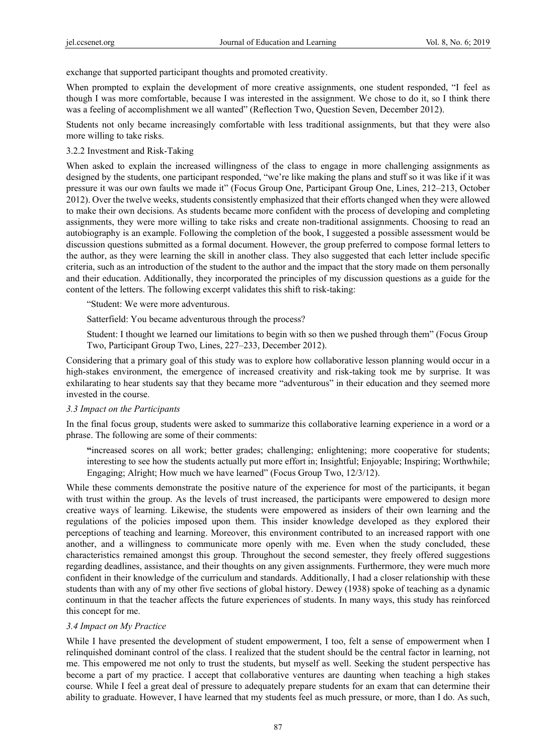exchange that supported participant thoughts and promoted creativity.

When prompted to explain the development of more creative assignments, one student responded, "I feel as though I was more comfortable, because I was interested in the assignment. We chose to do it, so I think there was a feeling of accomplishment we all wanted" (Reflection Two, Question Seven, December 2012).

Students not only became increasingly comfortable with less traditional assignments, but that they were also more willing to take risks.

#### 3.2.2 Investment and Risk-Taking

When asked to explain the increased willingness of the class to engage in more challenging assignments as designed by the students, one participant responded, "we're like making the plans and stuff so it was like if it was pressure it was our own faults we made it" (Focus Group One, Participant Group One, Lines, 212–213, October 2012). Over the twelve weeks, students consistently emphasized that their efforts changed when they were allowed to make their own decisions. As students became more confident with the process of developing and completing assignments, they were more willing to take risks and create non-traditional assignments. Choosing to read an autobiography is an example. Following the completion of the book, I suggested a possible assessment would be discussion questions submitted as a formal document. However, the group preferred to compose formal letters to the author, as they were learning the skill in another class. They also suggested that each letter include specific criteria, such as an introduction of the student to the author and the impact that the story made on them personally and their education. Additionally, they incorporated the principles of my discussion questions as a guide for the content of the letters. The following excerpt validates this shift to risk-taking:

> "Student: We were more adventurous.
>
> Satterfield: You became adventurous through the process?
>
> Student: I thought we learned our limitations to begin with so then we pushed through them" (Focus Group Two, Participant Group Two, Lines, 227–233, December 2012).

Considering that a primary goal of this study was to explore how collaborative lesson planning would occur in a high-stakes environment, the emergence of increased creativity and risk-taking took me by surprise. It was exhilarating to hear students say that they became more "adventurous" in their education and they seemed more invested in the course.

### *3.3 Impact on the Participants*

In the final focus group, students were asked to summarize this collaborative learning experience in a word or a phrase. The following are some of their comments:

> **"**increased scores on all work; better grades; challenging; enlightening; more cooperative for students; interesting to see how the students actually put more effort in; Insightful; Enjoyable; Inspiring; Worthwhile; Engaging; Alright; How much we have learned" (Focus Group Two, 12/3/12).

While these comments demonstrate the positive nature of the experience for most of the participants, it began with trust within the group. As the levels of trust increased, the participants were empowered to design more creative ways of learning. Likewise, the students were empowered as insiders of their own learning and the regulations of the policies imposed upon them. This insider knowledge developed as they explored their perceptions of teaching and learning. Moreover, this environment contributed to an increased rapport with one another, and a willingness to communicate more openly with me. Even when the study concluded, these characteristics remained amongst this group. Throughout the second semester, they freely offered suggestions regarding deadlines, assistance, and their thoughts on any given assignments. Furthermore, they were much more confident in their knowledge of the curriculum and standards. Additionally, I had a closer relationship with these students than with any of my other five sections of global history. Dewey (1938) spoke of teaching as a dynamic continuum in that the teacher affects the future experiences of students. In many ways, this study has reinforced this concept for me.

### *3.4 Impact on My Practice*

While I have presented the development of student empowerment, I too, felt a sense of empowerment when I relinquished dominant control of the class. I realized that the student should be the central factor in learning, not me. This empowered me not only to trust the students, but myself as well. Seeking the student perspective has become a part of my practice. I accept that collaborative ventures are daunting when teaching a high stakes course. While I feel a great deal of pressure to adequately prepare students for an exam that can determine their ability to graduate. However, I have learned that my students feel as much pressure, or more, than I do. As such,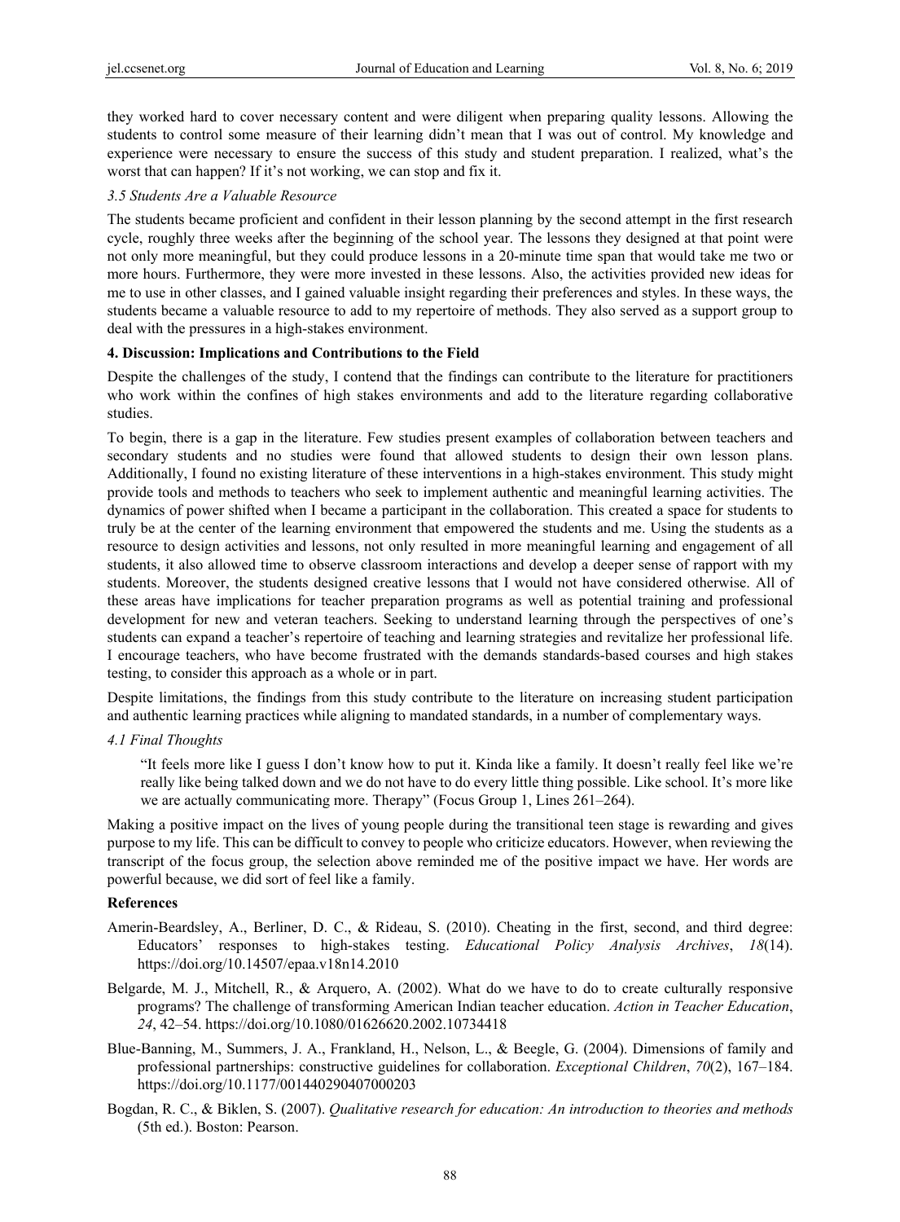they worked hard to cover necessary content and were diligent when preparing quality lessons. Allowing the students to control some measure of their learning didn't mean that I was out of control. My knowledge and experience were necessary to ensure the success of this study and student preparation. I realized, what's the worst that can happen? If it's not working, we can stop and fix it.

### *3.5 Students Are a Valuable Resource*

The students became proficient and confident in their lesson planning by the second attempt in the first research cycle, roughly three weeks after the beginning of the school year. The lessons they designed at that point were not only more meaningful, but they could produce lessons in a 20-minute time span that would take me two or more hours. Furthermore, they were more invested in these lessons. Also, the activities provided new ideas for me to use in other classes, and I gained valuable insight regarding their preferences and styles. In these ways, the students became a valuable resource to add to my repertoire of methods. They also served as a support group to deal with the pressures in a high-stakes environment.

## **4. Discussion: Implications and Contributions to the Field**

Despite the challenges of the study, I contend that the findings can contribute to the literature for practitioners who work within the confines of high stakes environments and add to the literature regarding collaborative studies.

To begin, there is a gap in the literature. Few studies present examples of collaboration between teachers and secondary students and no studies were found that allowed students to design their own lesson plans. Additionally, I found no existing literature of these interventions in a high-stakes environment. This study might provide tools and methods to teachers who seek to implement authentic and meaningful learning activities. The dynamics of power shifted when I became a participant in the collaboration. This created a space for students to truly be at the center of the learning environment that empowered the students and me. Using the students as a resource to design activities and lessons, not only resulted in more meaningful learning and engagement of all students, it also allowed time to observe classroom interactions and develop a deeper sense of rapport with my students. Moreover, the students designed creative lessons that I would not have considered otherwise. All of these areas have implications for teacher preparation programs as well as potential training and professional development for new and veteran teachers. Seeking to understand learning through the perspectives of one's students can expand a teacher's repertoire of teaching and learning strategies and revitalize her professional life. I encourage teachers, who have become frustrated with the demands standards-based courses and high stakes testing, to consider this approach as a whole or in part.

Despite limitations, the findings from this study contribute to the literature on increasing student participation and authentic learning practices while aligning to mandated standards, in a number of complementary ways.

### *4.1 Final Thoughts*

> "It feels more like I guess I don't know how to put it. Kinda like a family. It doesn't really feel like we're really like being talked down and we do not have to do every little thing possible. Like school. It's more like we are actually communicating more. Therapy" (Focus Group 1, Lines 261–264).

Making a positive impact on the lives of young people during the transitional teen stage is rewarding and gives purpose to my life. This can be difficult to convey to people who criticize educators. However, when reviewing the transcript of the focus group, the selection above reminded me of the positive impact we have. Her words are powerful because, we did sort of feel like a family.

## **References**

Amerin-Beardsley, A., Berliner, D. C., & Rideau, S. (2010). Cheating in the first, second, and third degree: Educators' responses to high-stakes testing. *Educational Policy Analysis Archives*, *18*(14). https://doi.org/10.14507/epaa.v18n14.2010

Belgarde, M. J., Mitchell, R., & Arquero, A. (2002). What do we have to do to create culturally responsive programs? The challenge of transforming American Indian teacher education. *Action in Teacher Education*, *24*, 42–54. https://doi.org/10.1080/01626620.2002.10734418

Blue-Banning, M., Summers, J. A., Frankland, H., Nelson, L., & Beegle, G. (2004). Dimensions of family and professional partnerships: constructive guidelines for collaboration. *Exceptional Children*, *70*(2), 167–184. https://doi.org/10.1177/001440290407000203

Bogdan, R. C., & Biklen, S. (2007). *Qualitative research for education: An introduction to theories and methods* (5th ed.). Boston: Pearson.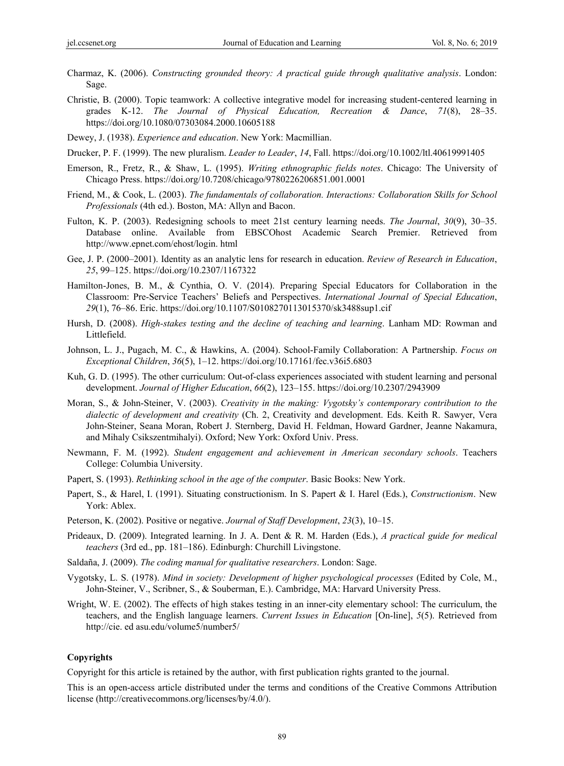Charmaz, K. (2006). *Constructing grounded theory: A practical guide through qualitative analysis*. London: Sage.

Christie, B. (2000). Topic teamwork: A collective integrative model for increasing student-centered learning in grades K-12. *The Journal of Physical Education, Recreation & Dance*, *71*(8), 28–35. https://doi.org/10.1080/07303084.2000.10605188

Dewey, J. (1938). *Experience and education*. New York: Macmillian.

Drucker, P. F. (1999). The new pluralism. *Leader to Leader*, *14*, Fall. https://doi.org/10.1002/ltl.40619991405

Emerson, R., Fretz, R., & Shaw, L. (1995). *Writing ethnographic fields notes*. Chicago: The University of Chicago Press. https://doi.org/10.7208/chicago/9780226206851.001.0001

Friend, M., & Cook, L. (2003). *The fundamentals of collaboration. Interactions: Collaboration Skills for School Professionals* (4th ed.). Boston, MA: Allyn and Bacon.

Fulton, K. P. (2003). Redesigning schools to meet 21st century learning needs. *The Journal*, *30*(9), 30–35. Database online. Available from EBSCOhost Academic Search Premier. Retrieved from http://www.epnet.com/ehost/login. html

Gee, J. P. (2000–2001). Identity as an analytic lens for research in education. *Review of Research in Education*, *25*, 99–125. https://doi.org/10.2307/1167322

Hamilton-Jones, B. M., & Cynthia, O. V. (2014). Preparing Special Educators for Collaboration in the Classroom: Pre-Service Teachers' Beliefs and Perspectives. *International Journal of Special Education*, *29*(1), 76–86. Eric. https://doi.org/10.1107/S0108270113015370/sk3488sup1.cif

Hursh, D. (2008). *High-stakes testing and the decline of teaching and learning*. Lanham MD: Rowman and Littlefield.

Johnson, L. J., Pugach, M. C., & Hawkins, A. (2004). School-Family Collaboration: A Partnership. *Focus on Exceptional Children*, *36*(5), 1–12. https://doi.org/10.17161/fec.v36i5.6803

Kuh, G. D. (1995). The other curriculum: Out-of-class experiences associated with student learning and personal development. *Journal of Higher Education*, *66*(2), 123–155. https://doi.org/10.2307/2943909

Moran, S., & John-Steiner, V. (2003). *Creativity in the making: Vygotsky's contemporary contribution to the dialectic of development and creativity* (Ch. 2, Creativity and development. Eds. Keith R. Sawyer, Vera John-Steiner, Seana Moran, Robert J. Sternberg, David H. Feldman, Howard Gardner, Jeanne Nakamura, and Mihaly Csikszentmihalyi). Oxford; New York: Oxford Univ. Press.

Newmann, F. M. (1992). *Student engagement and achievement in American secondary schools*. Teachers College: Columbia University.

Papert, S. (1993). *Rethinking school in the age of the computer*. Basic Books: New York.

Papert, S., & Harel, I. (1991). Situating constructionism. In S. Papert & I. Harel (Eds.), *Constructionism*. New York: Ablex.

Peterson, K. (2002). Positive or negative. *Journal of Staff Development*, *23*(3), 10–15.

Prideaux, D. (2009). Integrated learning. In J. A. Dent & R. M. Harden (Eds.), *A practical guide for medical teachers* (3rd ed., pp. 181–186). Edinburgh: Churchill Livingstone.

Saldaña, J. (2009). *The coding manual for qualitative researchers*. London: Sage.

Vygotsky, L. S. (1978). *Mind in society: Development of higher psychological processes* (Edited by Cole, M., John-Steiner, V., Scribner, S., & Souberman, E.). Cambridge, MA: Harvard University Press.

Wright, W. E. (2002). The effects of high stakes testing in an inner-city elementary school: The curriculum, the teachers, and the English language learners. *Current Issues in Education* [On-line], *5*(5). Retrieved from http://cie. ed asu.edu/volume5/number5/

## Copyrights

Copyright for this article is retained by the author, with first publication rights granted to the journal.

This is an open-access article distributed under the terms and conditions of the Creative Commons Attribution license (http://creativecommons.org/licenses/by/4.0/).